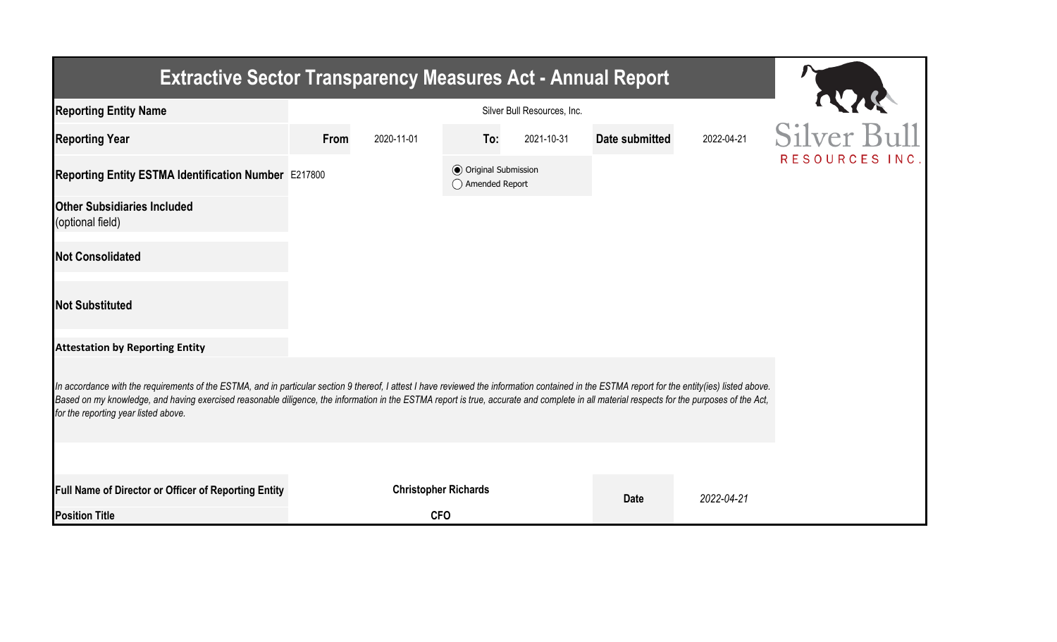# Extractive Sector Transparency Measures Act - Annual Report

| | | | | | | |
|---|---|---|---|---|---|---|
| **Reporting Entity Name** | Silver Bull Resources, Inc. | | | | | |
| **Reporting Year** | **From** | 2020-11-01 | **To:** | 2021-10-31 | **Date submitted** | 2022-04-21 |
| **Reporting Entity ESTMA Identification Number** | E217800 | | ◉ Original Submission ◯ Amended Report | | | |
| **Other Subsidiaries Included** (optional field) | | | | | | |
| **Not Consolidated** | | | | | | |
| **Not Substituted** | | | | | | |

**Attestation by Reporting Entity**

*In accordance with the requirements of the ESTMA, and in particular section 9 thereof, I attest I have reviewed the information contained in the ESTMA report for the entity(ies) listed above. Based on my knowledge, and having exercised reasonable diligence, the information in the ESTMA report is true, accurate and complete in all material respects for the purposes of the Act, for the reporting year listed above.*

| | | | |
|---|---|---|---|
| **Full Name of Director or Officer of Reporting Entity** | **Christopher Richards** | **Date** | *2022-04-21* |
| **Position Title** | **CFO** | | |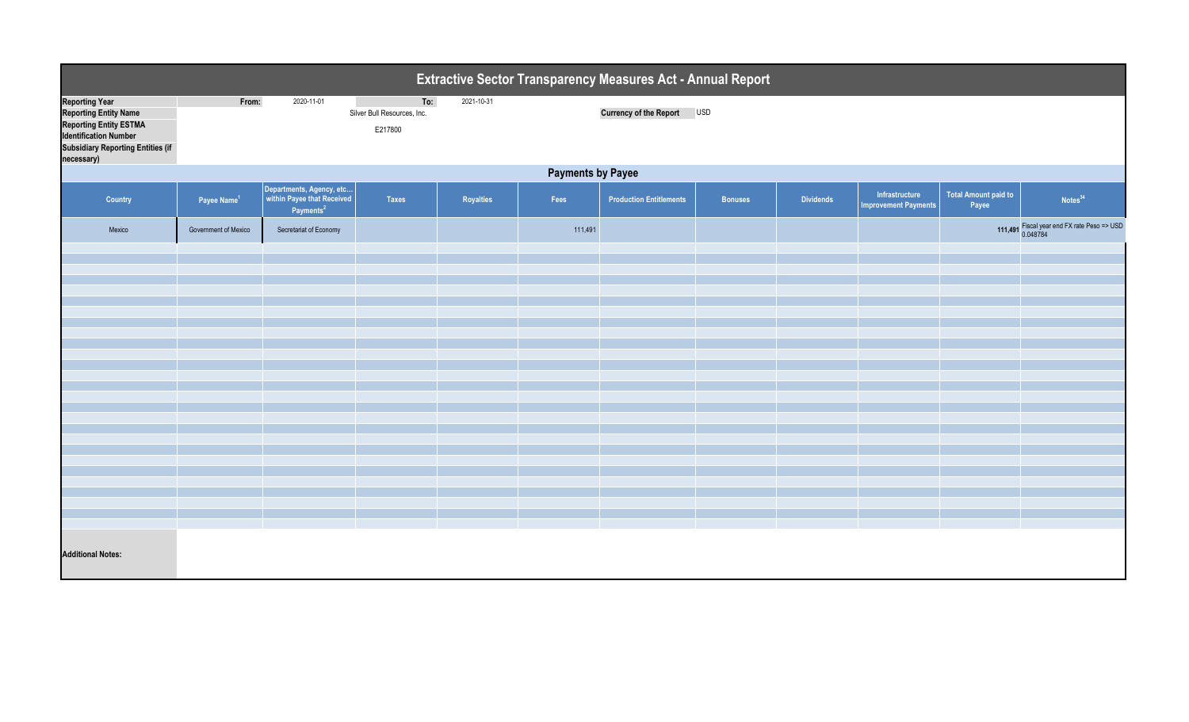# Extractive Sector Transparency Measures Act - Annual Report

| | | | | | |
|---|---|---|---|---|---|
| **Reporting Year** | **From:** | 2020-11-01 | **To:** | 2021-10-31 | |
| **Reporting Entity Name** | | | Silver Bull Resources, Inc. | | **Currency of the Report** USD |
| **Reporting Entity ESTMA Identification Number** | | | E217800 | | |
| **Subsidiary Reporting Entities (if necessary)** | | | | | |

## Payments by Payee

| Country | Payee Name[1] | Departments, Agency, etc... within Payee that Received Payments[2] | Taxes | Royalties | Fees | Production Entitlements | Bonuses | Dividends | Infrastructure Improvement Payments | Total Amount paid to Payee | Notes[34] |
|---|---|---|---|---|---|---|---|---|---|---|---|
| Mexico | Government of Mexico | Secretariat of Economy | | | 111,491 | | | | | **111,491** | Fiscal year end FX rate Peso => USD 0.048784 |

**Additional Notes:**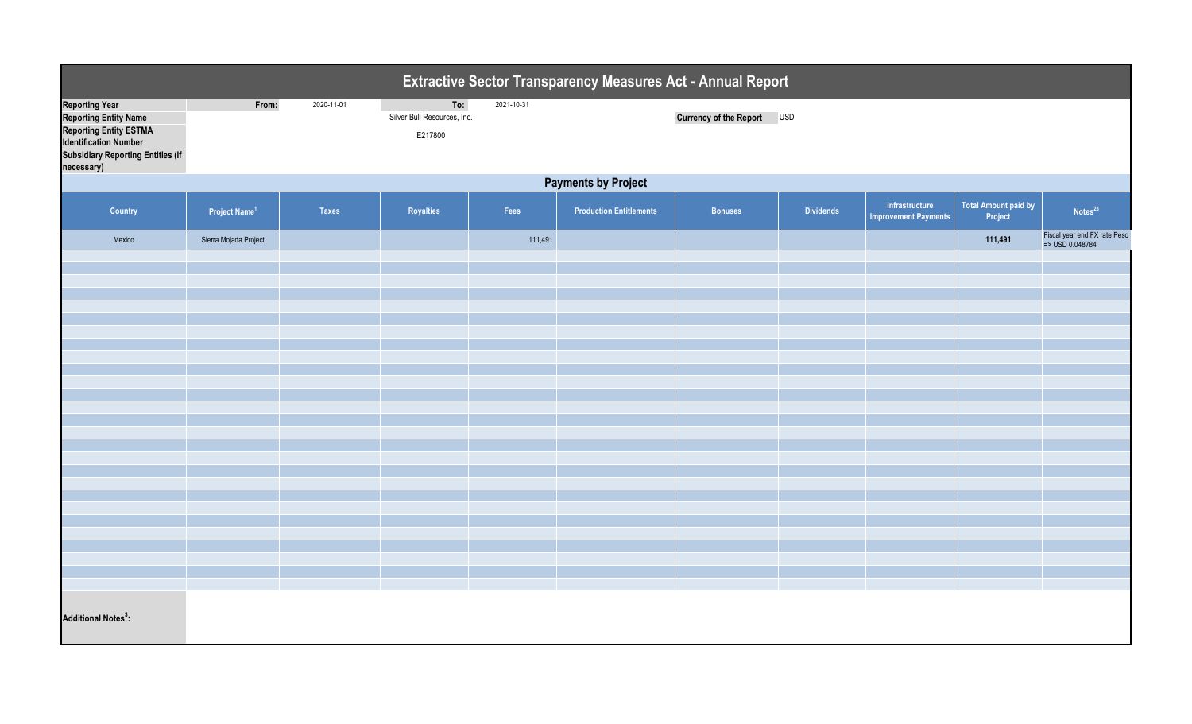# Extractive Sector Transparency Measures Act - Annual Report

| | | | |
|---|---|---|---|
| **Reporting Year** | From: 2020-11-01 | To: 2021-10-31 | |
| **Reporting Entity Name** | Silver Bull Resources, Inc. | **Currency of the Report** | USD |
| **Reporting Entity ESTMA Identification Number** | E217800 | | |
| **Subsidiary Reporting Entities (if necessary)** | | | |

## Payments by Project

| Country | Project Name[1] | Taxes | Royalties | Fees | Production Entitlements | Bonuses | Dividends | Infrastructure Improvement Payments | Total Amount paid by Project | Notes[23] |
|---|---|---|---|---|---|---|---|---|---|---|
| Mexico | Sierra Mojada Project | | | 111,491 | | | | | **111,491** | Fiscal year end FX rate Peso => USD 0.048784 |

**Additional Notes[3]:**